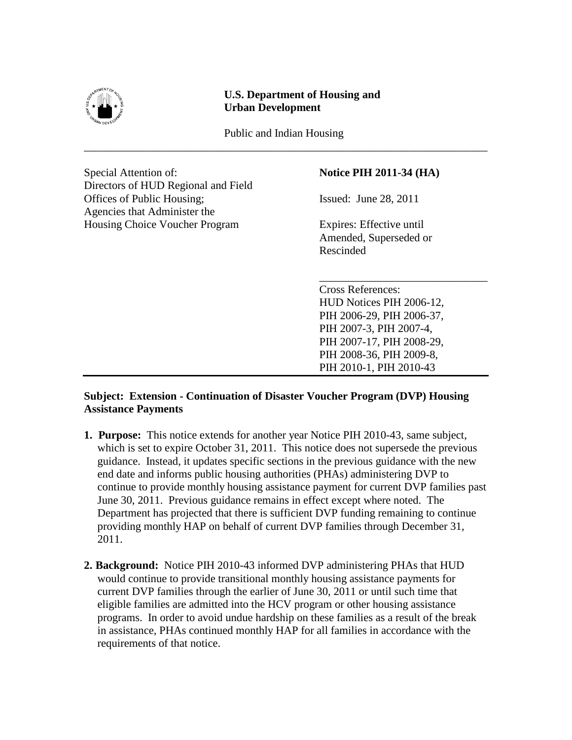**U.S. Department of Housing and Urban Development**

Public and Indian Housing

---

Special Attention of:
Directors of HUD Regional and Field Offices of Public Housing;
Agencies that Administer the Housing Choice Voucher Program

**Notice PIH 2011-34 (HA)**

Issued: June 28, 2011

Expires: Effective until Amended, Superseded or Rescinded

---

Cross References:
HUD Notices PIH 2006-12, PIH 2006-29, PIH 2006-37, PIH 2007-3, PIH 2007-4, PIH 2007-17, PIH 2008-29, PIH 2008-36, PIH 2009-8, PIH 2010-1, PIH 2010-43

---

**Subject: Extension - Continuation of Disaster Voucher Program (DVP) Housing Assistance Payments**

1. **Purpose:** This notice extends for another year Notice PIH 2010-43, same subject, which is set to expire October 31, 2011. This notice does not supersede the previous guidance. Instead, it updates specific sections in the previous guidance with the new end date and informs public housing authorities (PHAs) administering DVP to continue to provide monthly housing assistance payment for current DVP families past June 30, 2011. Previous guidance remains in effect except where noted. The Department has projected that there is sufficient DVP funding remaining to continue providing monthly HAP on behalf of current DVP families through December 31, 2011.

2. **Background:** Notice PIH 2010-43 informed DVP administering PHAs that HUD would continue to provide transitional monthly housing assistance payments for current DVP families through the earlier of June 30, 2011 or until such time that eligible families are admitted into the HCV program or other housing assistance programs. In order to avoid undue hardship on these families as a result of the break in assistance, PHAs continued monthly HAP for all families in accordance with the requirements of that notice.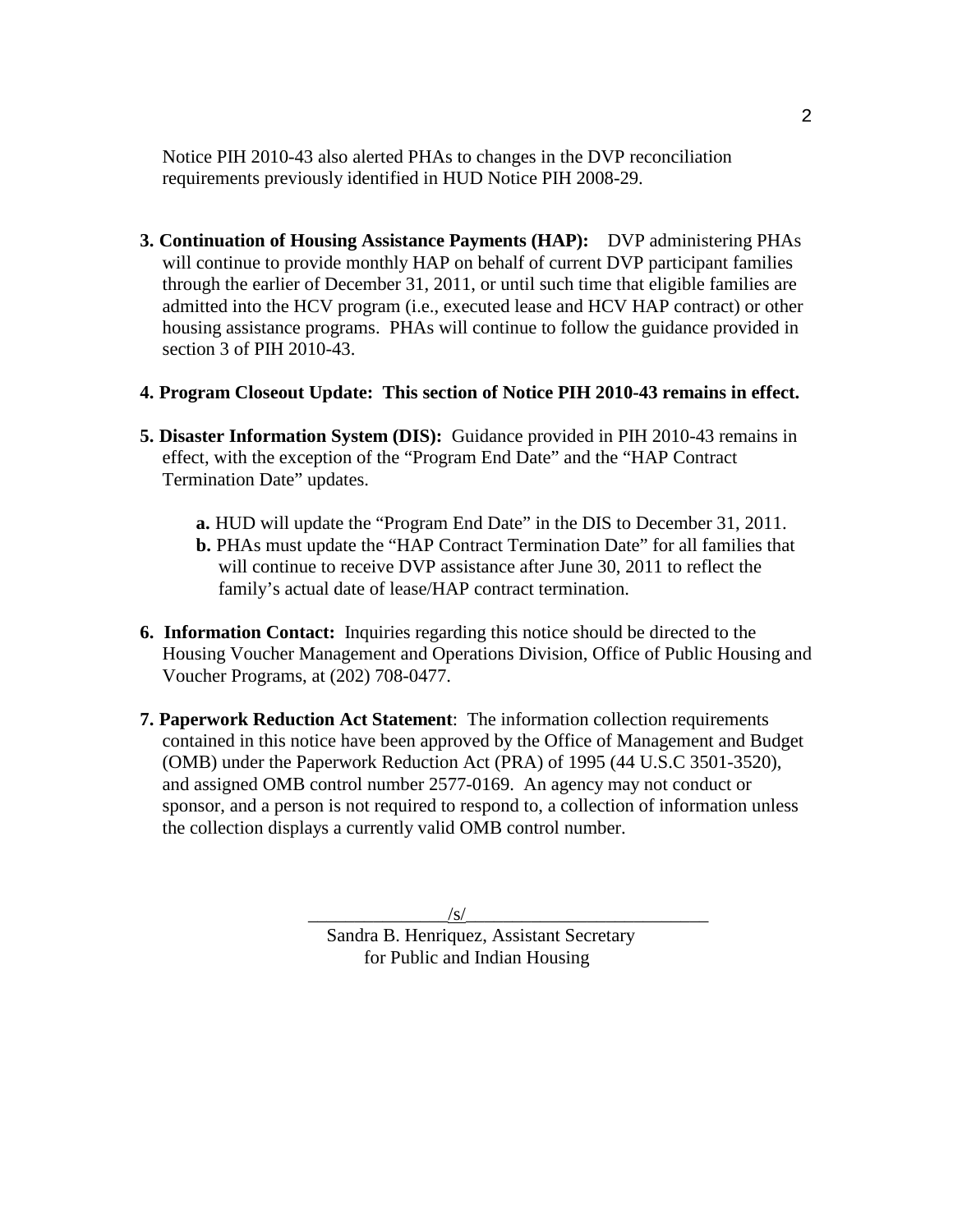Notice PIH 2010-43 also alerted PHAs to changes in the DVP reconciliation requirements previously identified in HUD Notice PIH 2008-29.

**3. Continuation of Housing Assistance Payments (HAP):** DVP administering PHAs will continue to provide monthly HAP on behalf of current DVP participant families through the earlier of December 31, 2011, or until such time that eligible families are admitted into the HCV program (i.e., executed lease and HCV HAP contract) or other housing assistance programs. PHAs will continue to follow the guidance provided in section 3 of PIH 2010-43.

**4. Program Closeout Update: This section of Notice PIH 2010-43 remains in effect.**

**5. Disaster Information System (DIS):** Guidance provided in PIH 2010-43 remains in effect, with the exception of the "Program End Date" and the "HAP Contract Termination Date" updates.

- **a.** HUD will update the "Program End Date" in the DIS to December 31, 2011.
- **b.** PHAs must update the "HAP Contract Termination Date" for all families that will continue to receive DVP assistance after June 30, 2011 to reflect the family's actual date of lease/HAP contract termination.

**6. Information Contact:** Inquiries regarding this notice should be directed to the Housing Voucher Management and Operations Division, Office of Public Housing and Voucher Programs, at (202) 708-0477.

**7. Paperwork Reduction Act Statement**: The information collection requirements contained in this notice have been approved by the Office of Management and Budget (OMB) under the Paperwork Reduction Act (PRA) of 1995 (44 U.S.C 3501-3520), and assigned OMB control number 2577-0169. An agency may not conduct or sponsor, and a person is not required to respond to, a collection of information unless the collection displays a currently valid OMB control number.

/s/

Sandra B. Henriquez, Assistant Secretary
for Public and Indian Housing